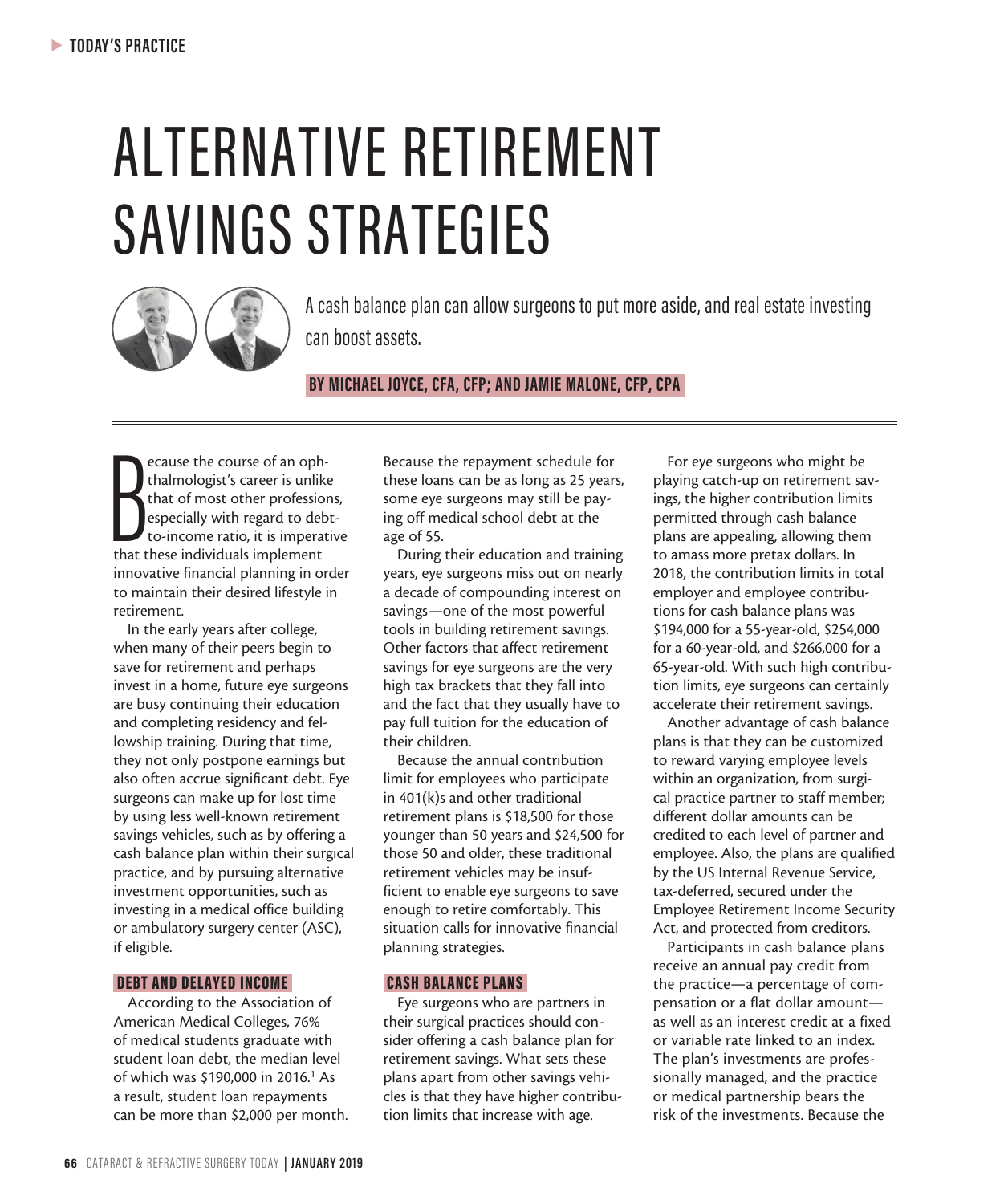# ALTERNATIVE RETIREMENT SAVINGS STRATEGIES

A cash balance plan can allow surgeons to put more aside, and real estate investing can boost assets.

**BY MICHAEL JOYCE, CFA, CFP; AND JAMIE MALONE, CFP, CPA**

Because the course of an ophthalmologist's career is unlike that of most other professions, especially with regard to debt-to-income ratio, it is imperative that these individuals implement innovative financial planning in order to maintain their desired lifestyle in retirement.

In the early years after college, when many of their peers begin to save for retirement and perhaps invest in a home, future eye surgeons are busy continuing their education and completing residency and fellowship training. During that time, they not only postpone earnings but also often accrue significant debt. Eye surgeons can make up for lost time by using less well-known retirement savings vehicles, such as by offering a cash balance plan within their surgical practice, and by pursuing alternative investment opportunities, such as investing in a medical office building or ambulatory surgery center (ASC), if eligible.

## DEBT AND DELAYED INCOME

According to the Association of American Medical Colleges, 76% of medical students graduate with student loan debt, the median level of which was $190,000 in 2016.[1] As a result, student loan repayments can be more than $2,000 per month. Because the repayment schedule for these loans can be as long as 25 years, some eye surgeons may still be paying off medical school debt at the age of 55.

During their education and training years, eye surgeons miss out on nearly a decade of compounding interest on savings—one of the most powerful tools in building retirement savings. Other factors that affect retirement savings for eye surgeons are the very high tax brackets that they fall into and the fact that they usually have to pay full tuition for the education of their children.

Because the annual contribution limit for employees who participate in 401(k)s and other traditional retirement plans is $18,500 for those younger than 50 years and $24,500 for those 50 and older, these traditional retirement vehicles may be insufficient to enable eye surgeons to save enough to retire comfortably. This situation calls for innovative financial planning strategies.

## CASH BALANCE PLANS

Eye surgeons who are partners in their surgical practices should consider offering a cash balance plan for retirement savings. What sets these plans apart from other savings vehicles is that they have higher contribution limits that increase with age.

For eye surgeons who might be playing catch-up on retirement savings, the higher contribution limits permitted through cash balance plans are appealing, allowing them to amass more pretax dollars. In 2018, the contribution limits in total employer and employee contributions for cash balance plans was $194,000 for a 55-year-old, $254,000 for a 60-year-old, and $266,000 for a 65-year-old. With such high contribution limits, eye surgeons can certainly accelerate their retirement savings.

Another advantage of cash balance plans is that they can be customized to reward varying employee levels within an organization, from surgical practice partner to staff member; different dollar amounts can be credited to each level of partner and employee. Also, the plans are qualified by the US Internal Revenue Service, tax-deferred, secured under the Employee Retirement Income Security Act, and protected from creditors.

Participants in cash balance plans receive an annual pay credit from the practice—a percentage of compensation or a flat dollar amount—as well as an interest credit at a fixed or variable rate linked to an index. The plan's investments are professionally managed, and the practice or medical partnership bears the risk of the investments. Because the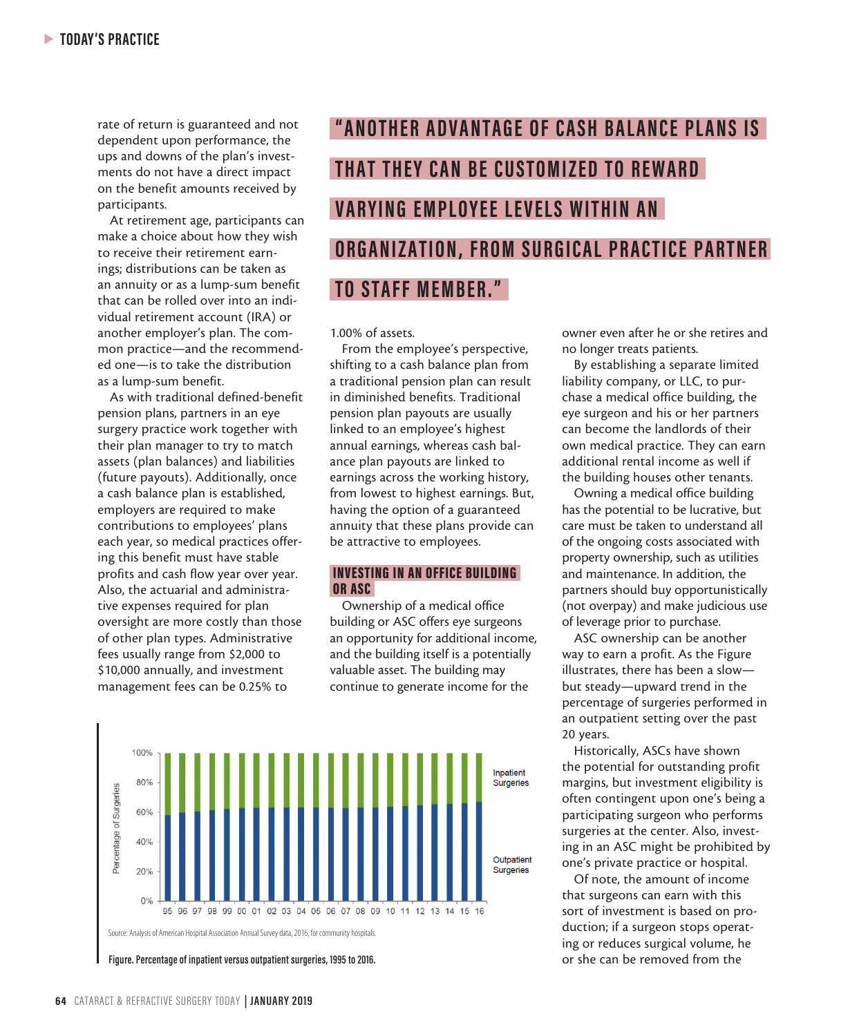rate of return is guaranteed and not dependent upon performance, the ups and downs of the plan's investments do not have a direct impact on the benefit amounts received by participants.

At retirement age, participants can make a choice about how they wish to receive their retirement earnings; distributions can be taken as an annuity or as a lump-sum benefit that can be rolled over into an individual retirement account (IRA) or another employer's plan. The common practice—and the recommended one—is to take the distribution as a lump-sum benefit.

As with traditional defined-benefit pension plans, partners in an eye surgery practice work together with their plan manager to try to match assets (plan balances) and liabilities (future payouts). Additionally, once a cash balance plan is established, employers are required to make contributions to employees' plans each year, so medical practices offering this benefit must have stable profits and cash flow year over year. Also, the actuarial and administrative expenses required for plan oversight are more costly than those of other plan types. Administrative fees usually range from $2,000 to $10,000 annually, and investment management fees can be 0.25% to 1.00% of assets.

> **"ANOTHER ADVANTAGE OF CASH BALANCE PLANS IS THAT THEY CAN BE CUSTOMIZED TO REWARD VARYING EMPLOYEE LEVELS WITHIN AN ORGANIZATION, FROM SURGICAL PRACTICE PARTNER TO STAFF MEMBER."**

From the employee's perspective, shifting to a cash balance plan from a traditional pension plan can result in diminished benefits. Traditional pension plan payouts are usually linked to an employee's highest annual earnings, whereas cash balance plan payouts are linked to earnings across the working history, from lowest to highest earnings. But, having the option of a guaranteed annuity that these plans provide can be attractive to employees.

## INVESTING IN AN OFFICE BUILDING OR ASC

Ownership of a medical office building or ASC offers eye surgeons an opportunity for additional income, and the building itself is a potentially valuable asset. The building may continue to generate income for the owner even after he or she retires and no longer treats patients.

By establishing a separate limited liability company, or LLC, to purchase a medical office building, the eye surgeon and his or her partners can become the landlords of their own medical practice. They can earn additional rental income as well if the building houses other tenants.

Owning a medical office building has the potential to be lucrative, but care must be taken to understand all of the ongoing costs associated with property ownership, such as utilities and maintenance. In addition, the partners should buy opportunistically (not overpay) and make judicious use of leverage prior to purchase.

ASC ownership can be another way to earn a profit. As the Figure illustrates, there has been a slow—but steady—upward trend in the percentage of surgeries performed in an outpatient setting over the past 20 years.

Historically, ASCs have shown the potential for outstanding profit margins, but investment eligibility is often contingent upon one's being a participating surgeon who performs surgeries at the center. Also, investing in an ASC might be prohibited by one's private practice or hospital.

Of note, the amount of income that surgeons can earn with this sort of investment is based on production; if a surgeon stops operating or reduces surgical volume, he or she can be removed from the

Source: Analysis of American Hospital Association Annual Survey data, 2016, for community hospitals.

**Figure. Percentage of inpatient versus outpatient surgeries, 1995 to 2016.**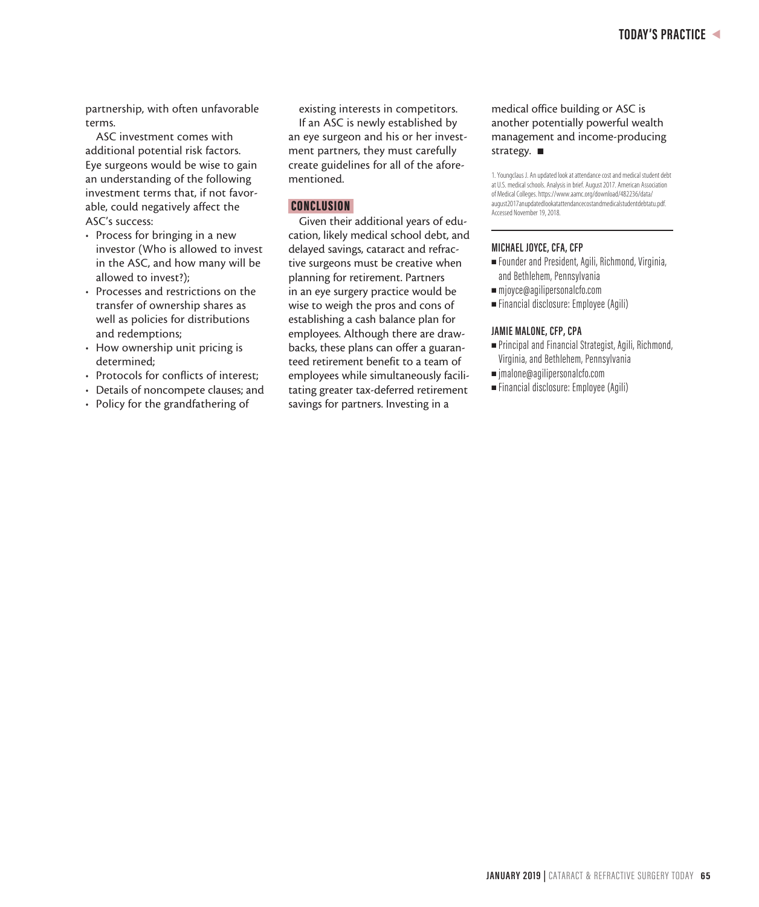partnership, with often unfavorable terms.

ASC investment comes with additional potential risk factors. Eye surgeons would be wise to gain an understanding of the following investment terms that, if not favorable, could negatively affect the ASC's success:

- Process for bringing in a new investor (Who is allowed to invest in the ASC, and how many will be allowed to invest?);
- Processes and restrictions on the transfer of ownership shares as well as policies for distributions and redemptions;
- How ownership unit pricing is determined;
- Protocols for conflicts of interest;
- Details of noncompete clauses; and
- Policy for the grandfathering of existing interests in competitors.

If an ASC is newly established by an eye surgeon and his or her investment partners, they must carefully create guidelines for all of the aforementioned.

## CONCLUSION

Given their additional years of education, likely medical school debt, and delayed savings, cataract and refractive surgeons must be creative when planning for retirement. Partners in an eye surgery practice would be wise to weigh the pros and cons of establishing a cash balance plan for employees. Although there are drawbacks, these plans can offer a guaranteed retirement benefit to a team of employees while simultaneously facilitating greater tax-deferred retirement savings for partners. Investing in a medical office building or ASC is another potentially powerful wealth management and income-producing strategy. ■

1. Youngclaus J. An updated look at attendance cost and medical student debt at U.S. medical schools. Analysis in brief. August 2017. American Association of Medical Colleges. https://www.aamc.org/download/482236/data/august2017anupdatedlookatattendancecostandmedicalstudentdebtatu.pdf. Accessed November 19, 2018.

---

**MICHAEL JOYCE, CFA, CFP**
- Founder and President, Agili, Richmond, Virginia, and Bethlehem, Pennsylvania
- mjoyce@agilipersonalcfo.com
- Financial disclosure: Employee (Agili)

**JAMIE MALONE, CFP, CPA**
- Principal and Financial Strategist, Agili, Richmond, Virginia, and Bethlehem, Pennsylvania
- jmalone@agilipersonalcfo.com
- Financial disclosure: Employee (Agili)